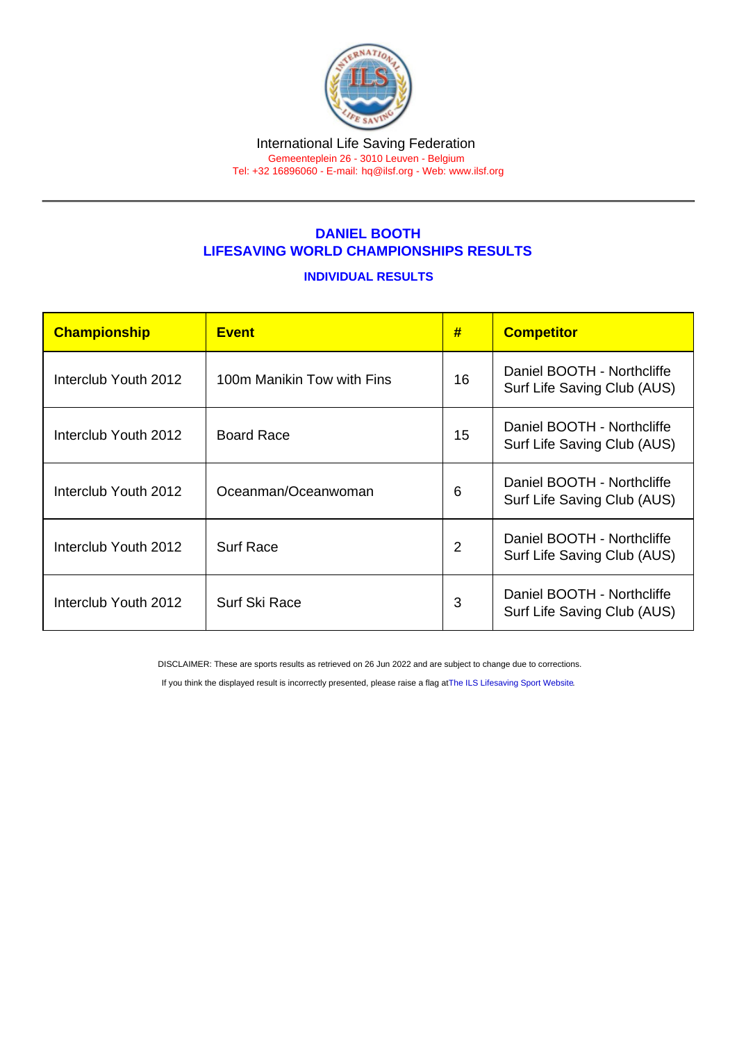International Life Saving Federation
Gemeenteplein 26 - 3010 Leuven - Belgium
Tel: +32 16896060 - E-mail: hq@ilsf.org - Web: www.ilsf.org

## DANIEL BOOTH
## LIFESAVING WORLD CHAMPIONSHIPS RESULTS

### INDIVIDUAL RESULTS

| Championship | Event | # | Competitor |
|---|---|---|---|
| Interclub Youth 2012 | 100m Manikin Tow with Fins | 16 | Daniel BOOTH - Northcliffe Surf Life Saving Club (AUS) |
| Interclub Youth 2012 | Board Race | 15 | Daniel BOOTH - Northcliffe Surf Life Saving Club (AUS) |
| Interclub Youth 2012 | Oceanman/Oceanwoman | 6 | Daniel BOOTH - Northcliffe Surf Life Saving Club (AUS) |
| Interclub Youth 2012 | Surf Race | 2 | Daniel BOOTH - Northcliffe Surf Life Saving Club (AUS) |
| Interclub Youth 2012 | Surf Ski Race | 3 | Daniel BOOTH - Northcliffe Surf Life Saving Club (AUS) |

DISCLAIMER: These are sports results as retrieved on 26 Jun 2022 and are subject to change due to corrections.

If you think the displayed result is incorrectly presented, please raise a flag at The ILS Lifesaving Sport Website.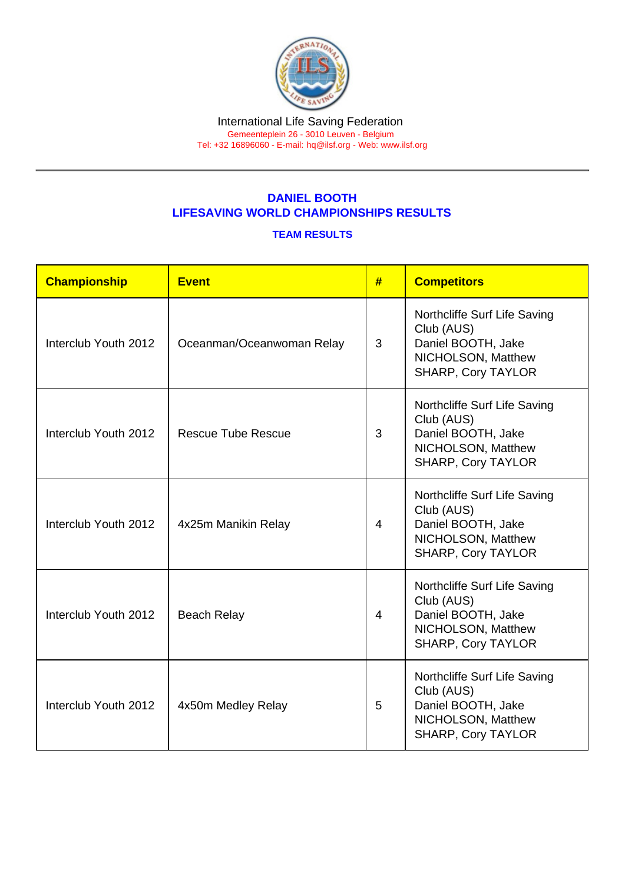International Life Saving Federation
Gemeenteplein 26 - 3010 Leuven - Belgium
Tel: +32 16896060 - E-mail: hq@ilsf.org - Web: www.ilsf.org

## DANIEL BOOTH
## LIFESAVING WORLD CHAMPIONSHIPS RESULTS

### TEAM RESULTS

| Championship | Event | # | Competitors |
|---|---|---|---|
| Interclub Youth 2012 | Oceanman/Oceanwoman Relay | 3 | Northcliffe Surf Life Saving Club (AUS) Daniel BOOTH, Jake NICHOLSON, Matthew SHARP, Cory TAYLOR |
| Interclub Youth 2012 | Rescue Tube Rescue | 3 | Northcliffe Surf Life Saving Club (AUS) Daniel BOOTH, Jake NICHOLSON, Matthew SHARP, Cory TAYLOR |
| Interclub Youth 2012 | 4x25m Manikin Relay | 4 | Northcliffe Surf Life Saving Club (AUS) Daniel BOOTH, Jake NICHOLSON, Matthew SHARP, Cory TAYLOR |
| Interclub Youth 2012 | Beach Relay | 4 | Northcliffe Surf Life Saving Club (AUS) Daniel BOOTH, Jake NICHOLSON, Matthew SHARP, Cory TAYLOR |
| Interclub Youth 2012 | 4x50m Medley Relay | 5 | Northcliffe Surf Life Saving Club (AUS) Daniel BOOTH, Jake NICHOLSON, Matthew SHARP, Cory TAYLOR |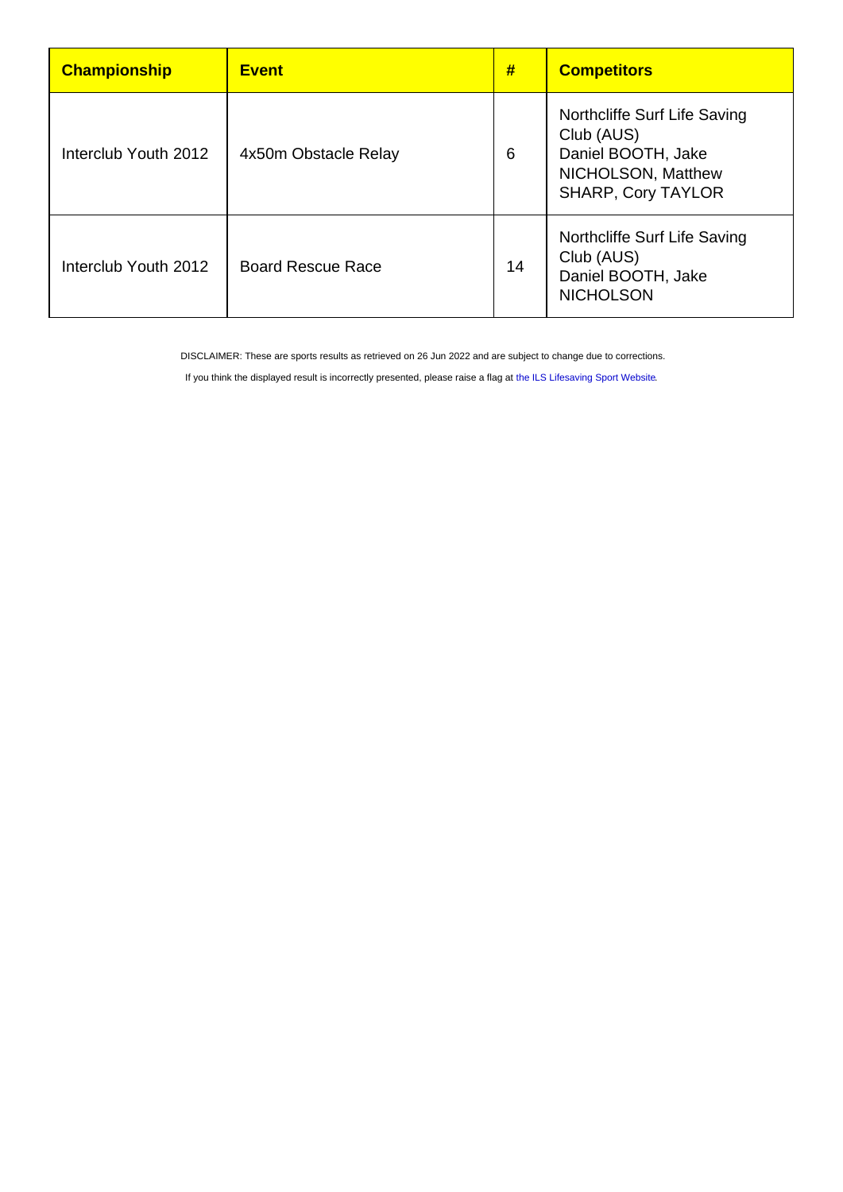| Championship | Event | # | Competitors |
| --- | --- | --- | --- |
| Interclub Youth 2012 | 4x50m Obstacle Relay | 6 | Northcliffe Surf Life Saving Club (AUS) Daniel BOOTH, Jake NICHOLSON, Matthew SHARP, Cory TAYLOR |
| Interclub Youth 2012 | Board Rescue Race | 14 | Northcliffe Surf Life Saving Club (AUS) Daniel BOOTH, Jake NICHOLSON |

DISCLAIMER: These are sports results as retrieved on 26 Jun 2022 and are subject to change due to corrections.

If you think the displayed result is incorrectly presented, please raise a flag at the ILS Lifesaving Sport Website.